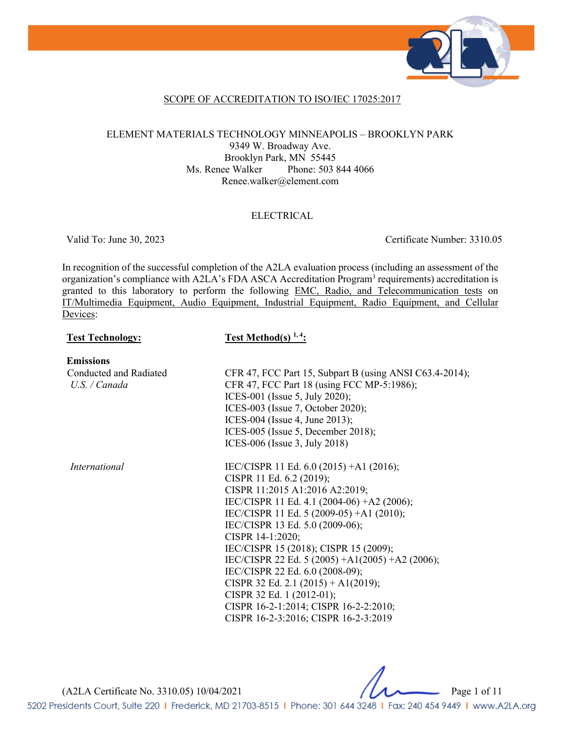## SCOPE OF ACCREDITATION TO ISO/IEC 17025:2017

ELEMENT MATERIALS TECHNOLOGY MINNEAPOLIS – BROOKLYN PARK
9349 W. Broadway Ave.
Brooklyn Park, MN 55445
Ms. Renee Walker Phone: 503 844 4066
Renee.walker@element.com

### ELECTRICAL

Valid To: June 30, 2023 Certificate Number: 3310.05

In recognition of the successful completion of the A2LA evaluation process (including an assessment of the organization's compliance with A2LA's FDA ASCA Accreditation Program[3] requirements) accreditation is granted to this laboratory to perform the following EMC, Radio, and Telecommunication tests on IT/Multimedia Equipment, Audio Equipment, Industrial Equipment, Radio Equipment, and Cellular Devices:

| Test Technology: | Test Method(s) [1, 4]: |
|---|---|
| **Emissions** | |
| Conducted and Radiated | CFR 47, FCC Part 15, Subpart B (using ANSI C63.4-2014); |
| *U.S. / Canada* | CFR 47, FCC Part 18 (using FCC MP-5:1986); |
| | ICES-001 (Issue 5, July 2020); |
| | ICES-003 (Issue 7, October 2020); |
| | ICES-004 (Issue 4, June 2013); |
| | ICES-005 (Issue 5, December 2018); |
| | ICES-006 (Issue 3, July 2018) |
| *International* | IEC/CISPR 11 Ed. 6.0 (2015) +A1 (2016); |
| | CISPR 11 Ed. 6.2 (2019); |
| | CISPR 11:2015 A1:2016 A2:2019; |
| | IEC/CISPR 11 Ed. 4.1 (2004-06) +A2 (2006); |
| | IEC/CISPR 11 Ed. 5 (2009-05) +A1 (2010); |
| | IEC/CISPR 13 Ed. 5.0 (2009-06); |
| | CISPR 14-1:2020; |
| | IEC/CISPR 15 (2018); CISPR 15 (2009); |
| | IEC/CISPR 22 Ed. 5 (2005) +A1(2005) +A2 (2006); |
| | IEC/CISPR 22 Ed. 6.0 (2008-09); |
| | CISPR 32 Ed. 2.1 (2015) + A1(2019); |
| | CISPR 32 Ed. 1 (2012-01); |
| | CISPR 16-2-1:2014; CISPR 16-2-2:2010; |
| | CISPR 16-2-3:2016; CISPR 16-2-3:2019 |

(A2LA Certificate No. 3310.05) 10/04/2021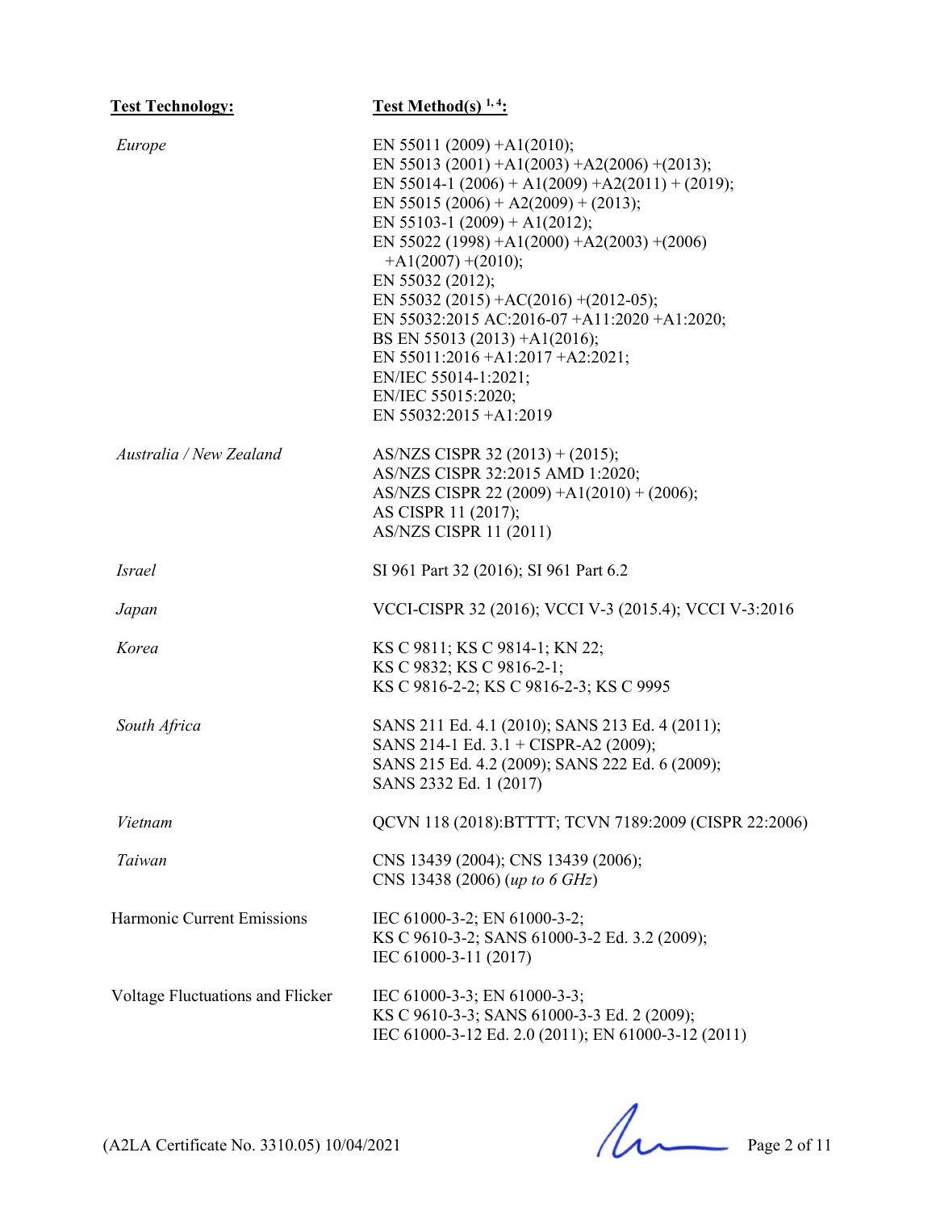| **Test Technology:** | **Test Method(s) [1, 4]:** |
|---|---|
| *Europe* | EN 55011 (2009) +A1(2010);<br>EN 55013 (2001) +A1(2003) +A2(2006) +(2013);<br>EN 55014-1 (2006) + A1(2009) +A2(2011) + (2019);<br>EN 55015 (2006) + A2(2009) + (2013);<br>EN 55103-1 (2009) + A1(2012);<br>EN 55022 (1998) +A1(2000) +A2(2003) +(2006) +A1(2007) +(2010);<br>EN 55032 (2012);<br>EN 55032 (2015) +AC(2016) +(2012-05);<br>EN 55032:2015 AC:2016-07 +A11:2020 +A1:2020;<br>BS EN 55013 (2013) +A1(2016);<br>EN 55011:2016 +A1:2017 +A2:2021;<br>EN/IEC 55014-1:2021;<br>EN/IEC 55015:2020;<br>EN 55032:2015 +A1:2019 |
| *Australia / New Zealand* | AS/NZS CISPR 32 (2013) + (2015);<br>AS/NZS CISPR 32:2015 AMD 1:2020;<br>AS/NZS CISPR 22 (2009) +A1(2010) + (2006);<br>AS CISPR 11 (2017);<br>AS/NZS CISPR 11 (2011) |
| *Israel* | SI 961 Part 32 (2016); SI 961 Part 6.2 |
| *Japan* | VCCI-CISPR 32 (2016); VCCI V-3 (2015.4); VCCI V-3:2016 |
| *Korea* | KS C 9811; KS C 9814-1; KN 22;<br>KS C 9832; KS C 9816-2-1;<br>KS C 9816-2-2; KS C 9816-2-3; KS C 9995 |
| *South Africa* | SANS 211 Ed. 4.1 (2010); SANS 213 Ed. 4 (2011);<br>SANS 214-1 Ed. 3.1 + CISPR-A2 (2009);<br>SANS 215 Ed. 4.2 (2009); SANS 222 Ed. 6 (2009);<br>SANS 2332 Ed. 1 (2017) |
| *Vietnam* | QCVN 118 (2018):BTTTT; TCVN 7189:2009 (CISPR 22:2006) |
| *Taiwan* | CNS 13439 (2004); CNS 13439 (2006);<br>CNS 13438 (2006) (*up to 6 GHz*) |
| Harmonic Current Emissions | IEC 61000-3-2; EN 61000-3-2;<br>KS C 9610-3-2; SANS 61000-3-2 Ed. 3.2 (2009);<br>IEC 61000-3-11 (2017) |
| Voltage Fluctuations and Flicker | IEC 61000-3-3; EN 61000-3-3;<br>KS C 9610-3-3; SANS 61000-3-3 Ed. 2 (2009);<br>IEC 61000-3-12 Ed. 2.0 (2011); EN 61000-3-12 (2011) |

(A2LA Certificate No. 3310.05) 10/04/2021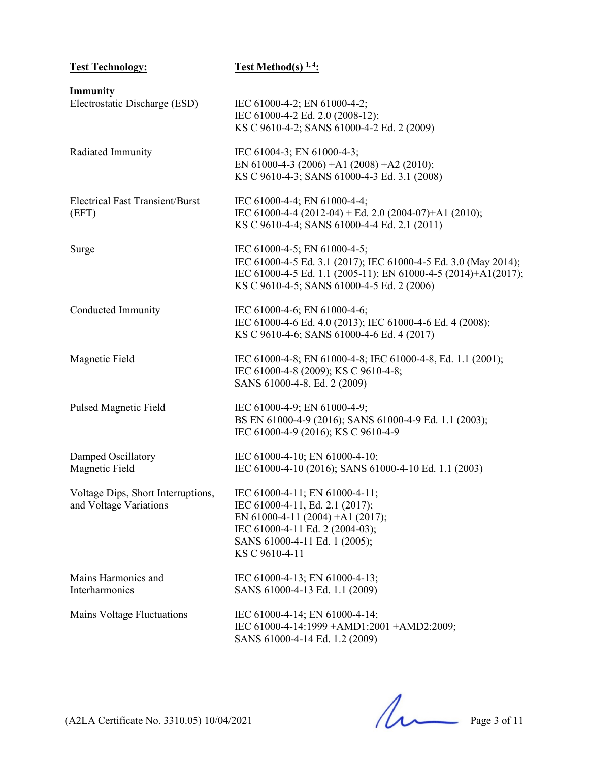| **Test Technology:** | **Test Method(s) [1, 4]:** |
|---|---|
| **Immunity** | |
| Electrostatic Discharge (ESD) | IEC 61000-4-2; EN 61000-4-2; IEC 61000-4-2 Ed. 2.0 (2008-12); KS C 9610-4-2; SANS 61000-4-2 Ed. 2 (2009) |
| Radiated Immunity | IEC 61004-3; EN 61000-4-3; EN 61000-4-3 (2006) +A1 (2008) +A2 (2010); KS C 9610-4-3; SANS 61000-4-3 Ed. 3.1 (2008) |
| Electrical Fast Transient/Burst (EFT) | IEC 61000-4-4; EN 61000-4-4; IEC 61000-4-4 (2012-04) + Ed. 2.0 (2004-07)+A1 (2010); KS C 9610-4-4; SANS 61000-4-4 Ed. 2.1 (2011) |
| Surge | IEC 61000-4-5; EN 61000-4-5; IEC 61000-4-5 Ed. 3.1 (2017); IEC 61000-4-5 Ed. 3.0 (May 2014); IEC 61000-4-5 Ed. 1.1 (2005-11); EN 61000-4-5 (2014)+A1(2017); KS C 9610-4-5; SANS 61000-4-5 Ed. 2 (2006) |
| Conducted Immunity | IEC 61000-4-6; EN 61000-4-6; IEC 61000-4-6 Ed. 4.0 (2013); IEC 61000-4-6 Ed. 4 (2008); KS C 9610-4-6; SANS 61000-4-6 Ed. 4 (2017) |
| Magnetic Field | IEC 61000-4-8; EN 61000-4-8; IEC 61000-4-8, Ed. 1.1 (2001); IEC 61000-4-8 (2009); KS C 9610-4-8; SANS 61000-4-8, Ed. 2 (2009) |
| Pulsed Magnetic Field | IEC 61000-4-9; EN 61000-4-9; BS EN 61000-4-9 (2016); SANS 61000-4-9 Ed. 1.1 (2003); IEC 61000-4-9 (2016); KS C 9610-4-9 |
| Damped Oscillatory Magnetic Field | IEC 61000-4-10; EN 61000-4-10; IEC 61000-4-10 (2016); SANS 61000-4-10 Ed. 1.1 (2003) |
| Voltage Dips, Short Interruptions, and Voltage Variations | IEC 61000-4-11; EN 61000-4-11; IEC 61000-4-11, Ed. 2.1 (2017); EN 61000-4-11 (2004) +A1 (2017); IEC 61000-4-11 Ed. 2 (2004-03); SANS 61000-4-11 Ed. 1 (2005); KS C 9610-4-11 |
| Mains Harmonics and Interharmonics | IEC 61000-4-13; EN 61000-4-13; SANS 61000-4-13 Ed. 1.1 (2009) |
| Mains Voltage Fluctuations | IEC 61000-4-14; EN 61000-4-14; IEC 61000-4-14:1999 +AMD1:2001 +AMD2:2009; SANS 61000-4-14 Ed. 1.2 (2009) |

(A2LA Certificate No. 3310.05) 10/04/2021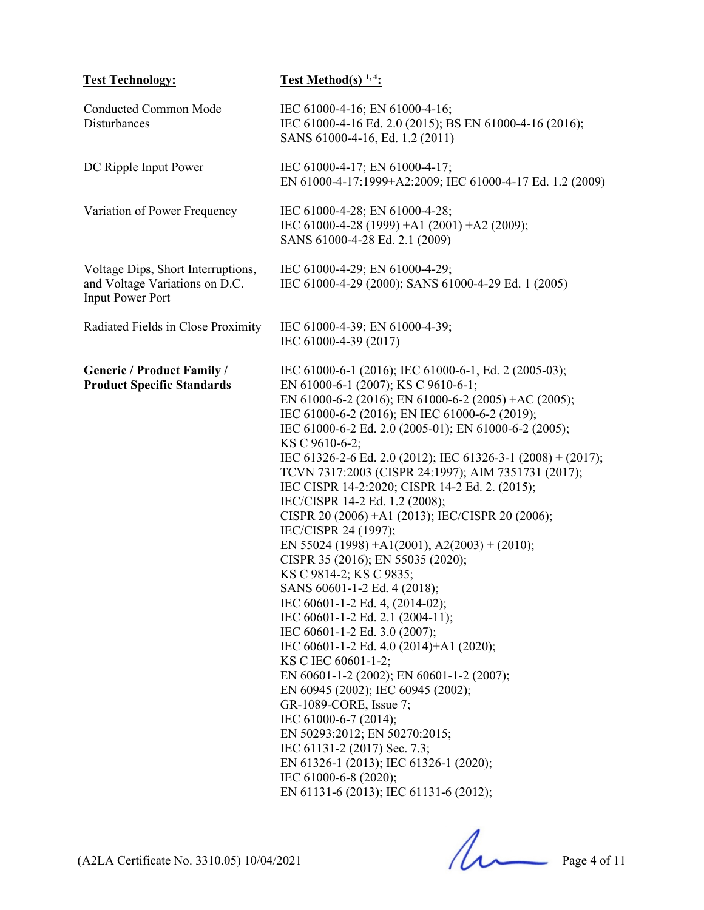| **Test Technology:** | **Test Method(s) [1, 4]:** |
| --- | --- |
| Conducted Common Mode Disturbances | IEC 61000-4-16; EN 61000-4-16; IEC 61000-4-16 Ed. 2.0 (2015); BS EN 61000-4-16 (2016); SANS 61000-4-16, Ed. 1.2 (2011) |
| DC Ripple Input Power | IEC 61000-4-17; EN 61000-4-17; EN 61000-4-17:1999+A2:2009; IEC 61000-4-17 Ed. 1.2 (2009) |
| Variation of Power Frequency | IEC 61000-4-28; EN 61000-4-28; IEC 61000-4-28 (1999) +A1 (2001) +A2 (2009); SANS 61000-4-28 Ed. 2.1 (2009) |
| Voltage Dips, Short Interruptions, and Voltage Variations on D.C. Input Power Port | IEC 61000-4-29; EN 61000-4-29; IEC 61000-4-29 (2000); SANS 61000-4-29 Ed. 1 (2005) |
| Radiated Fields in Close Proximity | IEC 61000-4-39; EN 61000-4-39; IEC 61000-4-39 (2017) |
| **Generic / Product Family / Product Specific Standards** | IEC 61000-6-1 (2016); IEC 61000-6-1, Ed. 2 (2005-03); EN 61000-6-1 (2007); KS C 9610-6-1; EN 61000-6-2 (2016); EN 61000-6-2 (2005) +AC (2005); IEC 61000-6-2 (2016); EN IEC 61000-6-2 (2019); IEC 61000-6-2 Ed. 2.0 (2005-01); EN 61000-6-2 (2005); KS C 9610-6-2; IEC 61326-2-6 Ed. 2.0 (2012); IEC 61326-3-1 (2008) + (2017); TCVN 7317:2003 (CISPR 24:1997); AIM 7351731 (2017); IEC CISPR 14-2:2020; CISPR 14-2 Ed. 2. (2015); IEC/CISPR 14-2 Ed. 1.2 (2008); CISPR 20 (2006) +A1 (2013); IEC/CISPR 20 (2006); IEC/CISPR 24 (1997); EN 55024 (1998) +A1(2001), A2(2003) + (2010); CISPR 35 (2016); EN 55035 (2020); KS C 9814-2; KS C 9835; SANS 60601-1-2 Ed. 4 (2018); IEC 60601-1-2 Ed. 4, (2014-02); IEC 60601-1-2 Ed. 2.1 (2004-11); IEC 60601-1-2 Ed. 3.0 (2007); IEC 60601-1-2 Ed. 4.0 (2014)+A1 (2020); KS C IEC 60601-1-2; EN 60601-1-2 (2002); EN 60601-1-2 (2007); EN 60945 (2002); IEC 60945 (2002); GR-1089-CORE, Issue 7; IEC 61000-6-7 (2014); EN 50293:2012; EN 50270:2015; IEC 61131-2 (2017) Sec. 7.3; EN 61326-1 (2013); IEC 61326-1 (2020); IEC 61000-6-8 (2020); EN 61131-6 (2013); IEC 61131-6 (2012); |

(A2LA Certificate No. 3310.05) 10/04/2021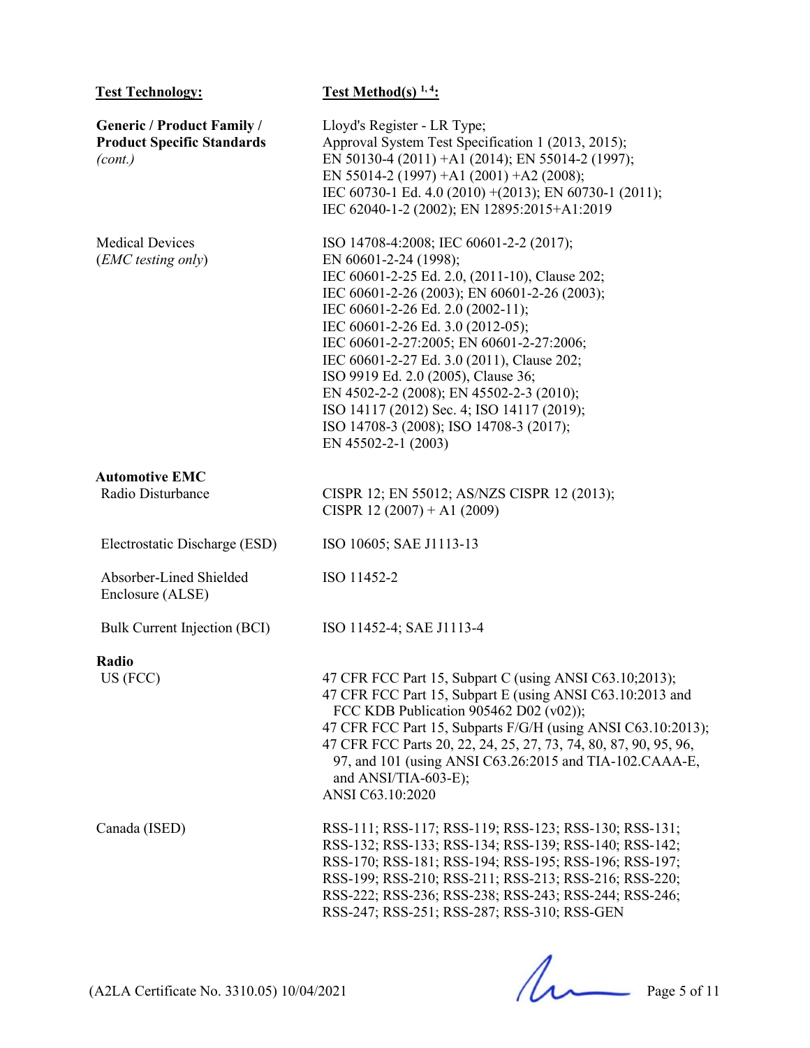| **Test Technology:** | **Test Method(s) [1, 4]:** |
| --- | --- |
| **Generic / Product Family / Product Specific Standards** *(cont.)* | Lloyd's Register - LR Type; Approval System Test Specification 1 (2013, 2015); EN 50130-4 (2011) +A1 (2014); EN 55014-2 (1997); EN 55014-2 (1997) +A1 (2001) +A2 (2008); IEC 60730-1 Ed. 4.0 (2010) +(2013); EN 60730-1 (2011); IEC 62040-1-2 (2002); EN 12895:2015+A1:2019 |
| Medical Devices (*EMC testing only*) | ISO 14708-4:2008; IEC 60601-2-2 (2017); EN 60601-2-24 (1998); IEC 60601-2-25 Ed. 2.0, (2011-10), Clause 202; IEC 60601-2-26 (2003); EN 60601-2-26 (2003); IEC 60601-2-26 Ed. 2.0 (2002-11); IEC 60601-2-26 Ed. 3.0 (2012-05); IEC 60601-2-27:2005; EN 60601-2-27:2006; IEC 60601-2-27 Ed. 3.0 (2011), Clause 202; ISO 9919 Ed. 2.0 (2005), Clause 36; EN 4502-2-2 (2008); EN 45502-2-3 (2010); ISO 14117 (2012) Sec. 4; ISO 14117 (2019); ISO 14708-3 (2008); ISO 14708-3 (2017); EN 45502-2-1 (2003) |
| **Automotive EMC** | |
| Radio Disturbance | CISPR 12; EN 55012; AS/NZS CISPR 12 (2013); CISPR 12 (2007) + A1 (2009) |
| Electrostatic Discharge (ESD) | ISO 10605; SAE J1113-13 |
| Absorber-Lined Shielded Enclosure (ALSE) | ISO 11452-2 |
| Bulk Current Injection (BCI) | ISO 11452-4; SAE J1113-4 |
| **Radio** | |
| US (FCC) | 47 CFR FCC Part 15, Subpart C (using ANSI C63.10;2013); 47 CFR FCC Part 15, Subpart E (using ANSI C63.10:2013 and FCC KDB Publication 905462 D02 (v02)); 47 CFR FCC Part 15, Subparts F/G/H (using ANSI C63.10:2013); 47 CFR FCC Parts 20, 22, 24, 25, 27, 73, 74, 80, 87, 90, 95, 96, 97, and 101 (using ANSI C63.26:2015 and TIA-102.CAAA-E, and ANSI/TIA-603-E); ANSI C63.10:2020 |
| Canada (ISED) | RSS-111; RSS-117; RSS-119; RSS-123; RSS-130; RSS-131; RSS-132; RSS-133; RSS-134; RSS-139; RSS-140; RSS-142; RSS-170; RSS-181; RSS-194; RSS-195; RSS-196; RSS-197; RSS-199; RSS-210; RSS-211; RSS-213; RSS-216; RSS-220; RSS-222; RSS-236; RSS-238; RSS-243; RSS-244; RSS-246; RSS-247; RSS-251; RSS-287; RSS-310; RSS-GEN |

(A2LA Certificate No. 3310.05) 10/04/2021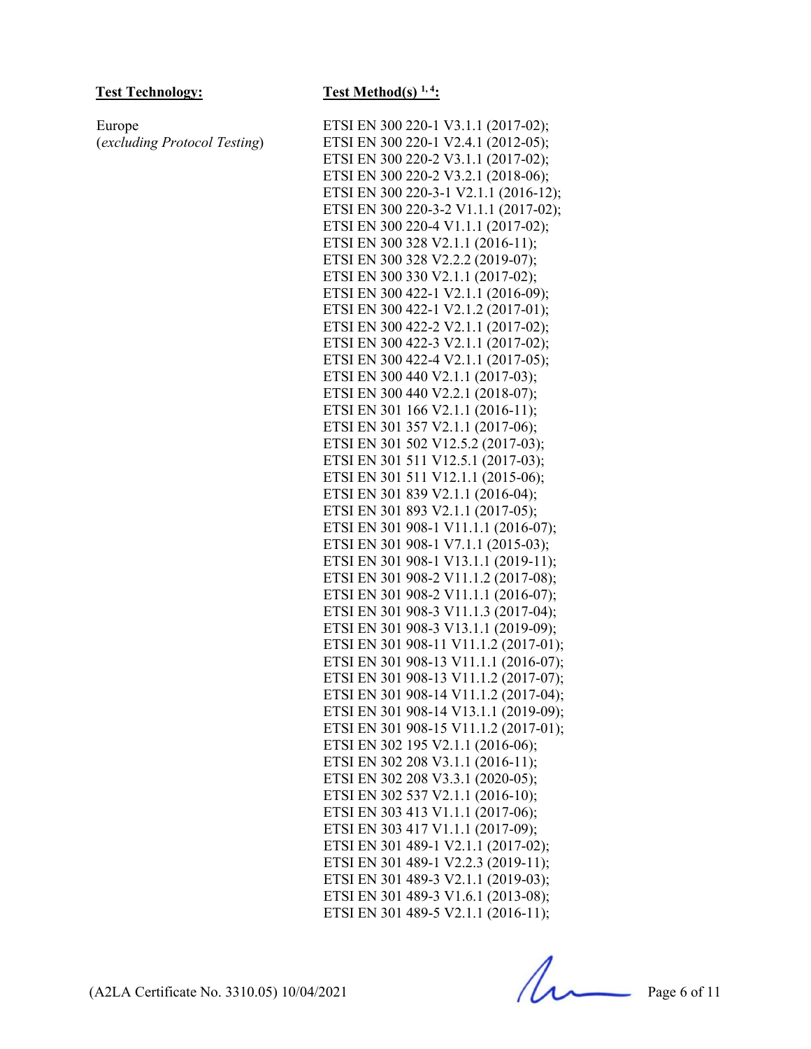| **Test Technology:** | **Test Method(s) [1, 4]:** |
| --- | --- |
| Europe<br>(*excluding Protocol Testing*) | ETSI EN 300 220-1 V3.1.1 (2017-02);<br>ETSI EN 300 220-1 V2.4.1 (2012-05);<br>ETSI EN 300 220-2 V3.1.1 (2017-02);<br>ETSI EN 300 220-2 V3.2.1 (2018-06);<br>ETSI EN 300 220-3-1 V2.1.1 (2016-12);<br>ETSI EN 300 220-3-2 V1.1.1 (2017-02);<br>ETSI EN 300 220-4 V1.1.1 (2017-02);<br>ETSI EN 300 328 V2.1.1 (2016-11);<br>ETSI EN 300 328 V2.2.2 (2019-07);<br>ETSI EN 300 330 V2.1.1 (2017-02);<br>ETSI EN 300 422-1 V2.1.1 (2016-09);<br>ETSI EN 300 422-1 V2.1.2 (2017-01);<br>ETSI EN 300 422-2 V2.1.1 (2017-02);<br>ETSI EN 300 422-3 V2.1.1 (2017-02);<br>ETSI EN 300 422-4 V2.1.1 (2017-05);<br>ETSI EN 300 440 V2.1.1 (2017-03);<br>ETSI EN 300 440 V2.2.1 (2018-07);<br>ETSI EN 301 166 V2.1.1 (2016-11);<br>ETSI EN 301 357 V2.1.1 (2017-06);<br>ETSI EN 301 502 V12.5.2 (2017-03);<br>ETSI EN 301 511 V12.5.1 (2017-03);<br>ETSI EN 301 511 V12.1.1 (2015-06);<br>ETSI EN 301 839 V2.1.1 (2016-04);<br>ETSI EN 301 893 V2.1.1 (2017-05);<br>ETSI EN 301 908-1 V11.1.1 (2016-07);<br>ETSI EN 301 908-1 V7.1.1 (2015-03);<br>ETSI EN 301 908-1 V13.1.1 (2019-11);<br>ETSI EN 301 908-2 V11.1.2 (2017-08);<br>ETSI EN 301 908-2 V11.1.1 (2016-07);<br>ETSI EN 301 908-3 V11.1.3 (2017-04);<br>ETSI EN 301 908-3 V13.1.1 (2019-09);<br>ETSI EN 301 908-11 V11.1.2 (2017-01);<br>ETSI EN 301 908-13 V11.1.1 (2016-07);<br>ETSI EN 301 908-13 V11.1.2 (2017-07);<br>ETSI EN 301 908-14 V11.1.2 (2017-04);<br>ETSI EN 301 908-14 V13.1.1 (2019-09);<br>ETSI EN 301 908-15 V11.1.2 (2017-01);<br>ETSI EN 302 195 V2.1.1 (2016-06);<br>ETSI EN 302 208 V3.1.1 (2016-11);<br>ETSI EN 302 208 V3.3.1 (2020-05);<br>ETSI EN 302 537 V2.1.1 (2016-10);<br>ETSI EN 303 413 V1.1.1 (2017-06);<br>ETSI EN 303 417 V1.1.1 (2017-09);<br>ETSI EN 301 489-1 V2.1.1 (2017-02);<br>ETSI EN 301 489-1 V2.2.3 (2019-11);<br>ETSI EN 301 489-3 V2.1.1 (2019-03);<br>ETSI EN 301 489-3 V1.6.1 (2013-08);<br>ETSI EN 301 489-5 V2.1.1 (2016-11); |

(A2LA Certificate No. 3310.05) 10/04/2021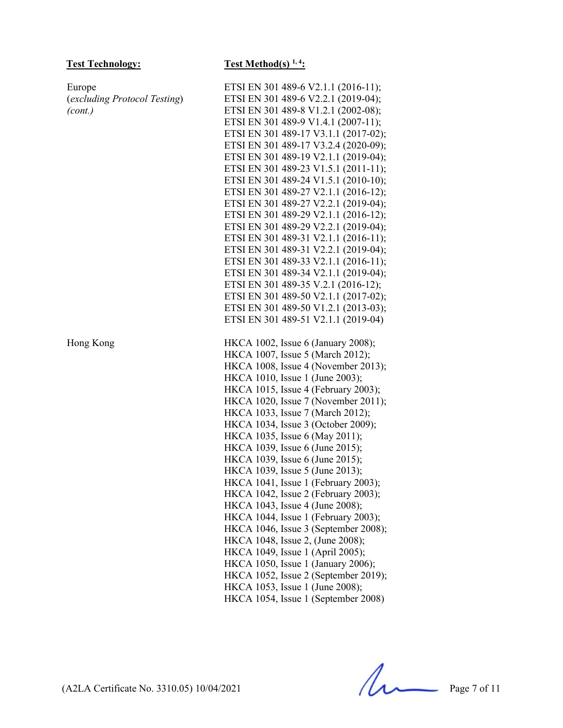| Test Technology: | Test Method(s) [1, 4]: |
|---|---|
| Europe<br>(*excluding Protocol Testing*)<br>*(cont.)* | ETSI EN 301 489-6 V2.1.1 (2016-11);<br>ETSI EN 301 489-6 V2.2.1 (2019-04);<br>ETSI EN 301 489-8 V1.2.1 (2002-08);<br>ETSI EN 301 489-9 V1.4.1 (2007-11);<br>ETSI EN 301 489-17 V3.1.1 (2017-02);<br>ETSI EN 301 489-17 V3.2.4 (2020-09);<br>ETSI EN 301 489-19 V2.1.1 (2019-04);<br>ETSI EN 301 489-23 V1.5.1 (2011-11);<br>ETSI EN 301 489-24 V1.5.1 (2010-10);<br>ETSI EN 301 489-27 V2.1.1 (2016-12);<br>ETSI EN 301 489-27 V2.2.1 (2019-04);<br>ETSI EN 301 489-29 V2.1.1 (2016-12);<br>ETSI EN 301 489-29 V2.2.1 (2019-04);<br>ETSI EN 301 489-31 V2.1.1 (2016-11);<br>ETSI EN 301 489-31 V2.2.1 (2019-04);<br>ETSI EN 301 489-33 V2.1.1 (2016-11);<br>ETSI EN 301 489-34 V2.1.1 (2019-04);<br>ETSI EN 301 489-35 V.2.1 (2016-12);<br>ETSI EN 301 489-50 V2.1.1 (2017-02);<br>ETSI EN 301 489-50 V1.2.1 (2013-03);<br>ETSI EN 301 489-51 V2.1.1 (2019-04) |
| Hong Kong | HKCA 1002, Issue 6 (January 2008);<br>HKCA 1007, Issue 5 (March 2012);<br>HKCA 1008, Issue 4 (November 2013);<br>HKCA 1010, Issue 1 (June 2003);<br>HKCA 1015, Issue 4 (February 2003);<br>HKCA 1020, Issue 7 (November 2011);<br>HKCA 1033, Issue 7 (March 2012);<br>HKCA 1034, Issue 3 (October 2009);<br>HKCA 1035, Issue 6 (May 2011);<br>HKCA 1039, Issue 6 (June 2015);<br>HKCA 1039, Issue 6 (June 2015);<br>HKCA 1039, Issue 5 (June 2013);<br>HKCA 1041, Issue 1 (February 2003);<br>HKCA 1042, Issue 2 (February 2003);<br>HKCA 1043, Issue 4 (June 2008);<br>HKCA 1044, Issue 1 (February 2003);<br>HKCA 1046, Issue 3 (September 2008);<br>HKCA 1048, Issue 2, (June 2008);<br>HKCA 1049, Issue 1 (April 2005);<br>HKCA 1050, Issue 1 (January 2006);<br>HKCA 1052, Issue 2 (September 2019);<br>HKCA 1053, Issue 1 (June 2008);<br>HKCA 1054, Issue 1 (September 2008) |

(A2LA Certificate No. 3310.05) 10/04/2021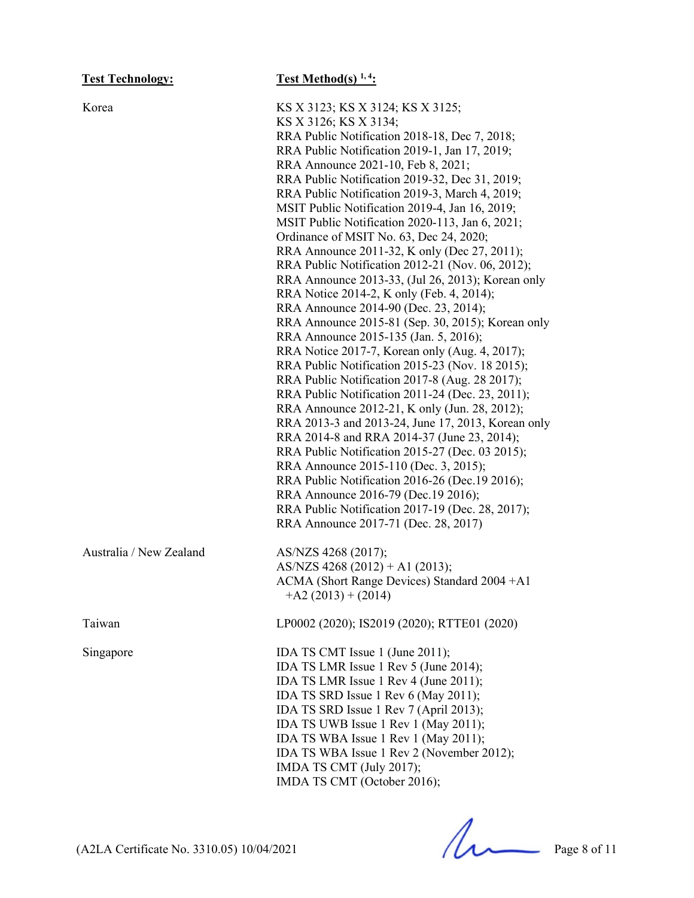| **Test Technology:** | **Test Method(s) [1, 4]:** |
|---|---|
| Korea | KS X 3123; KS X 3124; KS X 3125;<br>KS X 3126; KS X 3134;<br>RRA Public Notification 2018-18, Dec 7, 2018;<br>RRA Public Notification 2019-1, Jan 17, 2019;<br>RRA Announce 2021-10, Feb 8, 2021;<br>RRA Public Notification 2019-32, Dec 31, 2019;<br>RRA Public Notification 2019-3, March 4, 2019;<br>MSIT Public Notification 2019-4, Jan 16, 2019;<br>MSIT Public Notification 2020-113, Jan 6, 2021;<br>Ordinance of MSIT No. 63, Dec 24, 2020;<br>RRA Announce 2011-32, K only (Dec 27, 2011);<br>RRA Public Notification 2012-21 (Nov. 06, 2012);<br>RRA Announce 2013-33, (Jul 26, 2013); Korean only<br>RRA Notice 2014-2, K only (Feb. 4, 2014);<br>RRA Announce 2014-90 (Dec. 23, 2014);<br>RRA Announce 2015-81 (Sep. 30, 2015); Korean only<br>RRA Announce 2015-135 (Jan. 5, 2016);<br>RRA Notice 2017-7, Korean only (Aug. 4, 2017);<br>RRA Public Notification 2015-23 (Nov. 18 2015);<br>RRA Public Notification 2017-8 (Aug. 28 2017);<br>RRA Public Notification 2011-24 (Dec. 23, 2011);<br>RRA Announce 2012-21, K only (Jun. 28, 2012);<br>RRA 2013-3 and 2013-24, June 17, 2013, Korean only<br>RRA 2014-8 and RRA 2014-37 (June 23, 2014);<br>RRA Public Notification 2015-27 (Dec. 03 2015);<br>RRA Announce 2015-110 (Dec. 3, 2015);<br>RRA Public Notification 2016-26 (Dec.19 2016);<br>RRA Announce 2016-79 (Dec.19 2016);<br>RRA Public Notification 2017-19 (Dec. 28, 2017);<br>RRA Announce 2017-71 (Dec. 28, 2017) |
| Australia / New Zealand | AS/NZS 4268 (2017);<br>AS/NZS 4268 (2012) + A1 (2013);<br>ACMA (Short Range Devices) Standard 2004 +A1 +A2 (2013) + (2014) |
| Taiwan | LP0002 (2020); IS2019 (2020); RTTE01 (2020) |
| Singapore | IDA TS CMT Issue 1 (June 2011);<br>IDA TS LMR Issue 1 Rev 5 (June 2014);<br>IDA TS LMR Issue 1 Rev 4 (June 2011);<br>IDA TS SRD Issue 1 Rev 6 (May 2011);<br>IDA TS SRD Issue 1 Rev 7 (April 2013);<br>IDA TS UWB Issue 1 Rev 1 (May 2011);<br>IDA TS WBA Issue 1 Rev 1 (May 2011);<br>IDA TS WBA Issue 1 Rev 2 (November 2012);<br>IMDA TS CMT (July 2017);<br>IMDA TS CMT (October 2016); |

(A2LA Certificate No. 3310.05) 10/04/2021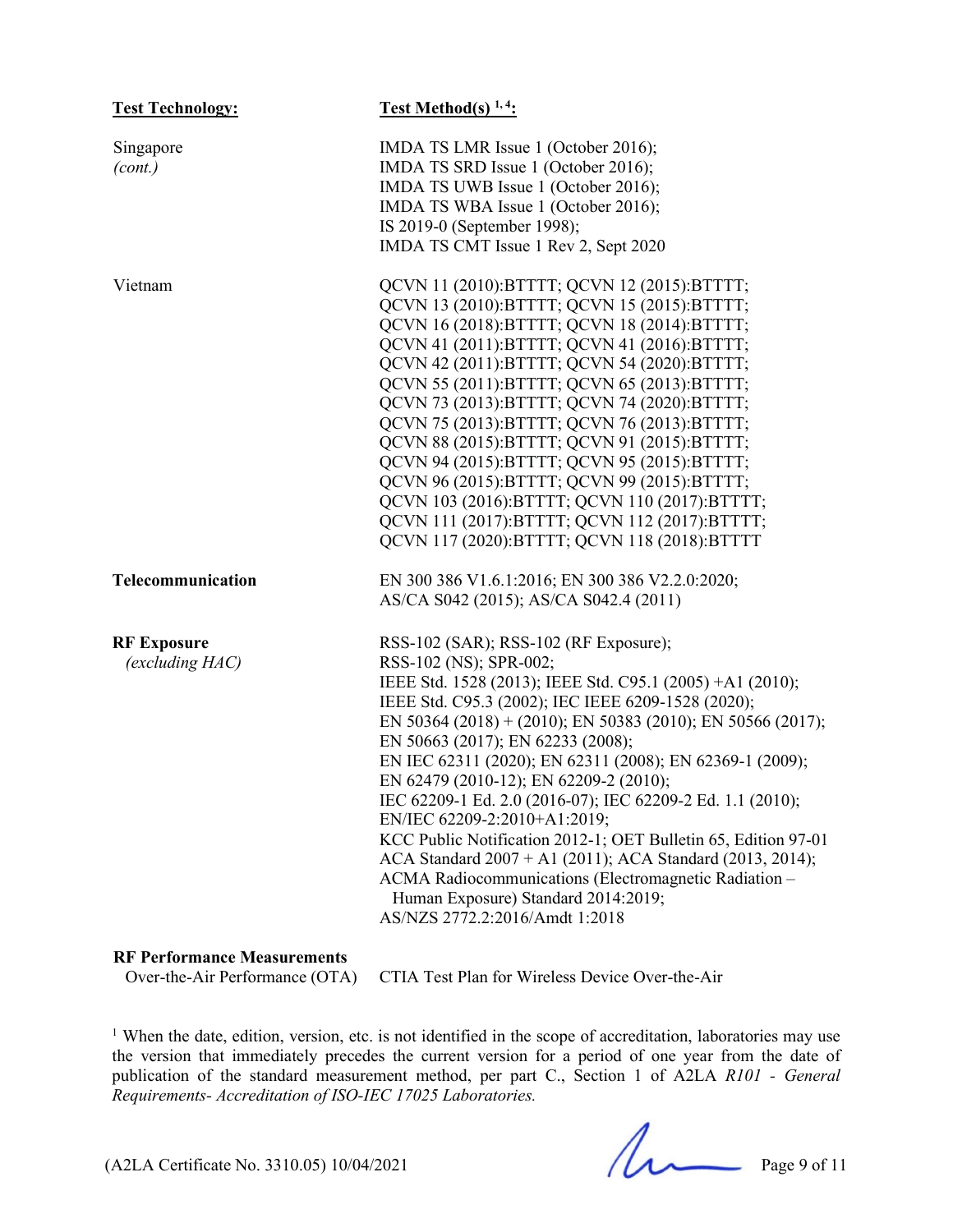| Test Technology: | Test Method(s) [1, 4]: |
|---|---|
| Singapore *(cont.)* | IMDA TS LMR Issue 1 (October 2016); IMDA TS SRD Issue 1 (October 2016); IMDA TS UWB Issue 1 (October 2016); IMDA TS WBA Issue 1 (October 2016); IS 2019-0 (September 1998); IMDA TS CMT Issue 1 Rev 2, Sept 2020 |
| Vietnam | QCVN 11 (2010):BTTTT; QCVN 12 (2015):BTTTT; QCVN 13 (2010):BTTTT; QCVN 15 (2015):BTTTT; QCVN 16 (2018):BTTTT; QCVN 18 (2014):BTTTT; QCVN 41 (2011):BTTTT; QCVN 41 (2016):BTTTT; QCVN 42 (2011):BTTTT; QCVN 54 (2020):BTTTT; QCVN 55 (2011):BTTTT; QCVN 65 (2013):BTTTT; QCVN 73 (2013):BTTTT; QCVN 74 (2020):BTTTT; QCVN 75 (2013):BTTTT; QCVN 76 (2013):BTTTT; QCVN 88 (2015):BTTTT; QCVN 91 (2015):BTTTT; QCVN 94 (2015):BTTTT; QCVN 95 (2015):BTTTT; QCVN 96 (2015):BTTTT; QCVN 99 (2015):BTTTT; QCVN 103 (2016):BTTTT; QCVN 110 (2017):BTTTT; QCVN 111 (2017):BTTTT; QCVN 112 (2017):BTTTT; QCVN 117 (2020):BTTTT; QCVN 118 (2018):BTTTT |
| **Telecommunication** | EN 300 386 V1.6.1:2016; EN 300 386 V2.2.0:2020; AS/CA S042 (2015); AS/CA S042.4 (2011) |
| **RF Exposure** *(excluding HAC)* | RSS-102 (SAR); RSS-102 (RF Exposure); RSS-102 (NS); SPR-002; IEEE Std. 1528 (2013); IEEE Std. C95.1 (2005) +A1 (2010); IEEE Std. C95.3 (2002); IEC IEEE 6209-1528 (2020); EN 50364 (2018) + (2010); EN 50383 (2010); EN 50566 (2017); EN 50663 (2017); EN 62233 (2008); EN IEC 62311 (2020); EN 62311 (2008); EN 62369-1 (2009); EN 62479 (2010-12); EN 62209-2 (2010); IEC 62209-1 Ed. 2.0 (2016-07); IEC 62209-2 Ed. 1.1 (2010); EN/IEC 62209-2:2010+A1:2019; KCC Public Notification 2012-1; OET Bulletin 65, Edition 97-01 ACA Standard 2007 + A1 (2011); ACA Standard (2013, 2014); ACMA Radiocommunications (Electromagnetic Radiation – Human Exposure) Standard 2014:2019; AS/NZS 2772.2:2016/Amdt 1:2018 |
| **RF Performance Measurements** Over-the-Air Performance (OTA) | CTIA Test Plan for Wireless Device Over-the-Air |

[1] When the date, edition, version, etc. is not identified in the scope of accreditation, laboratories may use the version that immediately precedes the current version for a period of one year from the date of publication of the standard measurement method, per part C., Section 1 of A2LA *R101 - General Requirements- Accreditation of ISO-IEC 17025 Laboratories.*

(A2LA Certificate No. 3310.05) 10/04/2021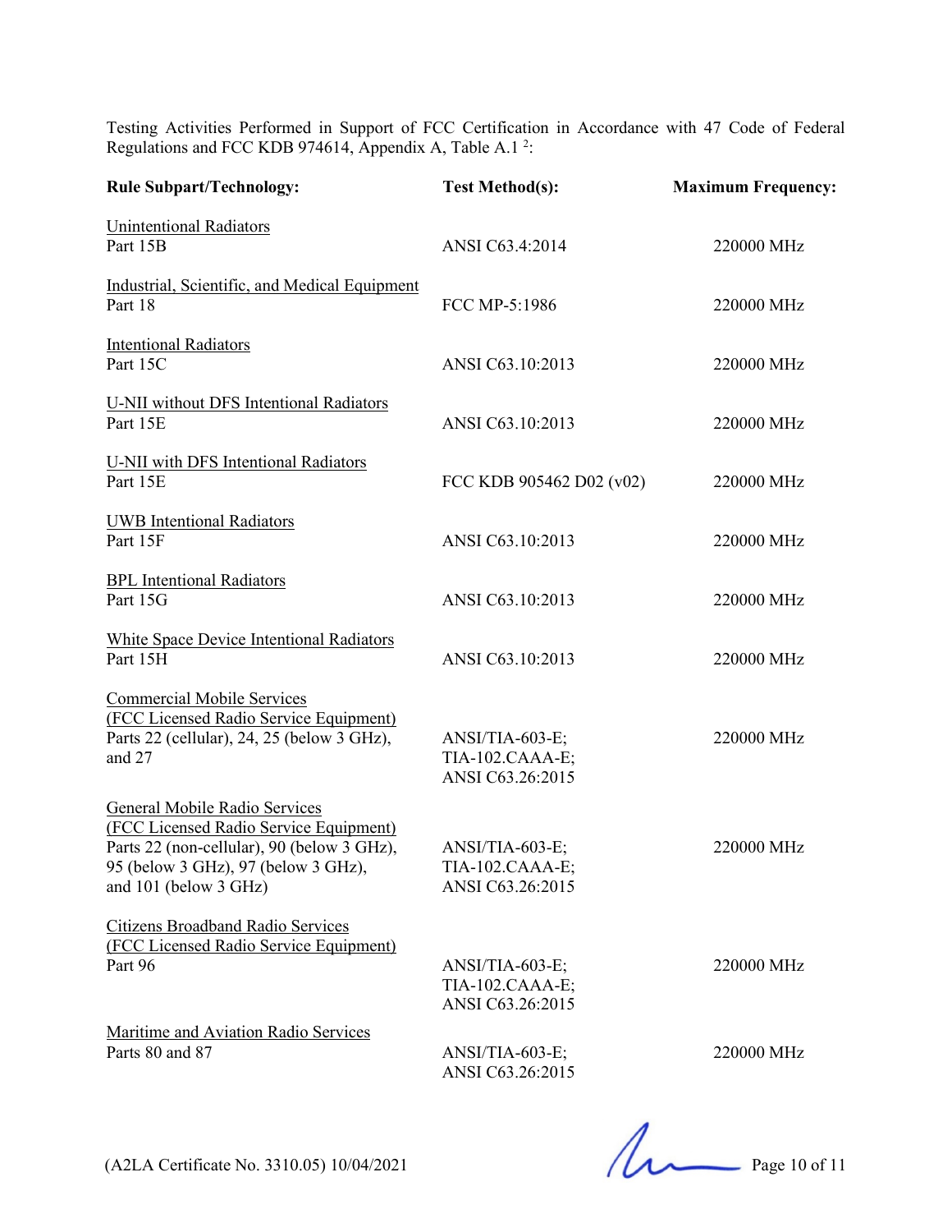Testing Activities Performed in Support of FCC Certification in Accordance with 47 Code of Federal Regulations and FCC KDB 974614, Appendix A, Table A.1 [2]:

| Rule Subpart/Technology: | Test Method(s): | Maximum Frequency: |
|---|---|---|
| Unintentional Radiators<br>Part 15B | ANSI C63.4:2014 | 220000 MHz |
| Industrial, Scientific, and Medical Equipment<br>Part 18 | FCC MP-5:1986 | 220000 MHz |
| Intentional Radiators<br>Part 15C | ANSI C63.10:2013 | 220000 MHz |
| U-NII without DFS Intentional Radiators<br>Part 15E | ANSI C63.10:2013 | 220000 MHz |
| U-NII with DFS Intentional Radiators<br>Part 15E | FCC KDB 905462 D02 (v02) | 220000 MHz |
| UWB Intentional Radiators<br>Part 15F | ANSI C63.10:2013 | 220000 MHz |
| BPL Intentional Radiators<br>Part 15G | ANSI C63.10:2013 | 220000 MHz |
| White Space Device Intentional Radiators<br>Part 15H | ANSI C63.10:2013 | 220000 MHz |
| Commercial Mobile Services<br>(FCC Licensed Radio Service Equipment)<br>Parts 22 (cellular), 24, 25 (below 3 GHz), and 27 | ANSI/TIA-603-E;<br>TIA-102.CAAA-E;<br>ANSI C63.26:2015 | 220000 MHz |
| General Mobile Radio Services<br>(FCC Licensed Radio Service Equipment)<br>Parts 22 (non-cellular), 90 (below 3 GHz), 95 (below 3 GHz), 97 (below 3 GHz), and 101 (below 3 GHz) | ANSI/TIA-603-E;<br>TIA-102.CAAA-E;<br>ANSI C63.26:2015 | 220000 MHz |
| Citizens Broadband Radio Services<br>(FCC Licensed Radio Service Equipment)<br>Part 96 | ANSI/TIA-603-E;<br>TIA-102.CAAA-E;<br>ANSI C63.26:2015 | 220000 MHz |
| Maritime and Aviation Radio Services<br>Parts 80 and 87 | ANSI/TIA-603-E;<br>ANSI C63.26:2015 | 220000 MHz |

(A2LA Certificate No. 3310.05) 10/04/2021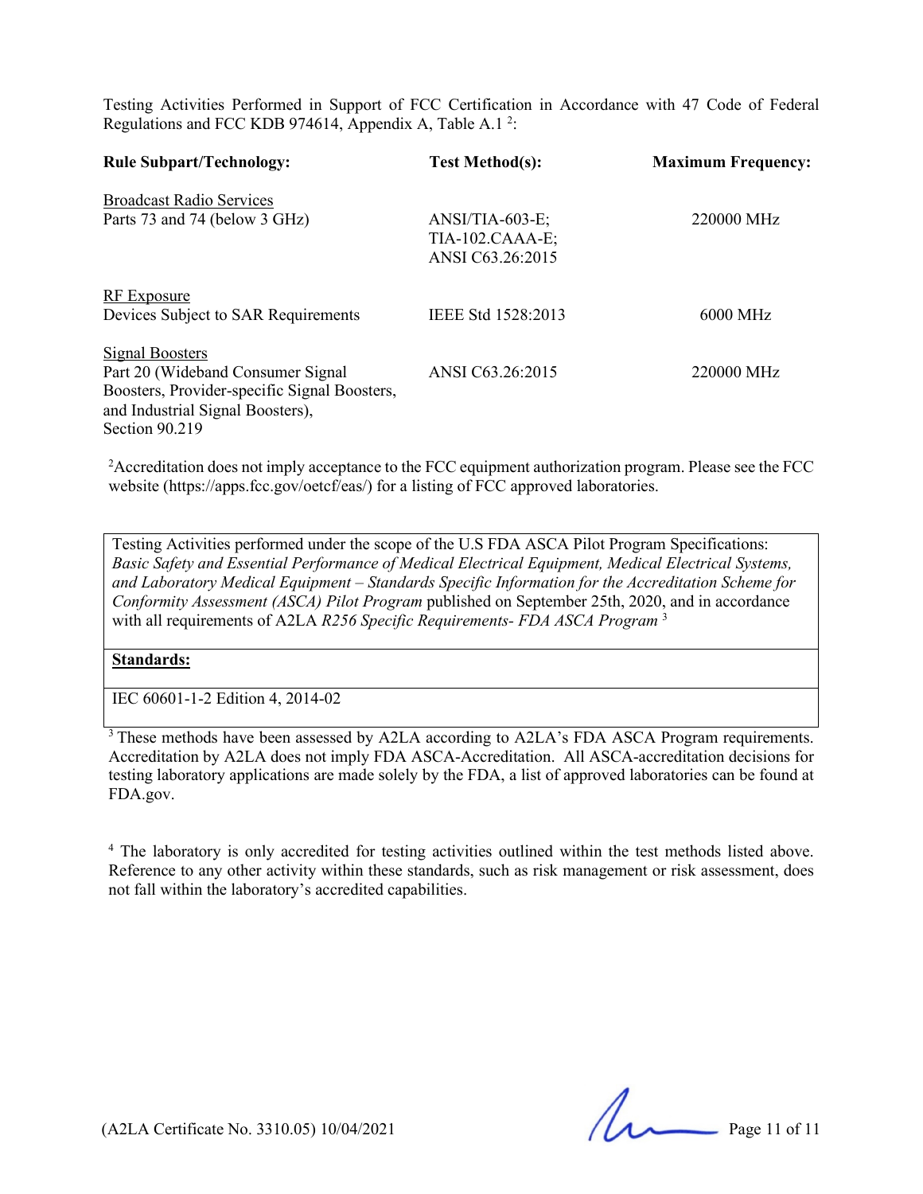Testing Activities Performed in Support of FCC Certification in Accordance with 47 Code of Federal Regulations and FCC KDB 974614, Appendix A, Table A.1 [2]:

| Rule Subpart/Technology: | Test Method(s): | Maximum Frequency: |
|---|---|---|
| Broadcast Radio Services<br>Parts 73 and 74 (below 3 GHz) | ANSI/TIA-603-E;<br>TIA-102.CAAA-E;<br>ANSI C63.26:2015 | 220000 MHz |
| RF Exposure<br>Devices Subject to SAR Requirements | IEEE Std 1528:2013 | 6000 MHz |
| Signal Boosters<br>Part 20 (Wideband Consumer Signal Boosters, Provider-specific Signal Boosters, and Industrial Signal Boosters), Section 90.219 | ANSI C63.26:2015 | 220000 MHz |

[2]Accreditation does not imply acceptance to the FCC equipment authorization program. Please see the FCC website (https://apps.fcc.gov/oetcf/eas/) for a listing of FCC approved laboratories.

| Testing Activities performed under the scope of the U.S FDA ASCA Pilot Program Specifications: *Basic Safety and Essential Performance of Medical Electrical Equipment, Medical Electrical Systems, and Laboratory Medical Equipment – Standards Specific Information for the Accreditation Scheme for Conformity Assessment (ASCA) Pilot Program* published on September 25th, 2020, and in accordance with all requirements of A2LA *R256 Specific Requirements- FDA ASCA Program* [3] |
|---|
| **Standards:** |
| IEC 60601-1-2 Edition 4, 2014-02 |

[3] These methods have been assessed by A2LA according to A2LA's FDA ASCA Program requirements. Accreditation by A2LA does not imply FDA ASCA-Accreditation. All ASCA-accreditation decisions for testing laboratory applications are made solely by the FDA, a list of approved laboratories can be found at FDA.gov.

[4] The laboratory is only accredited for testing activities outlined within the test methods listed above. Reference to any other activity within these standards, such as risk management or risk assessment, does not fall within the laboratory's accredited capabilities.

(A2LA Certificate No. 3310.05) 10/04/2021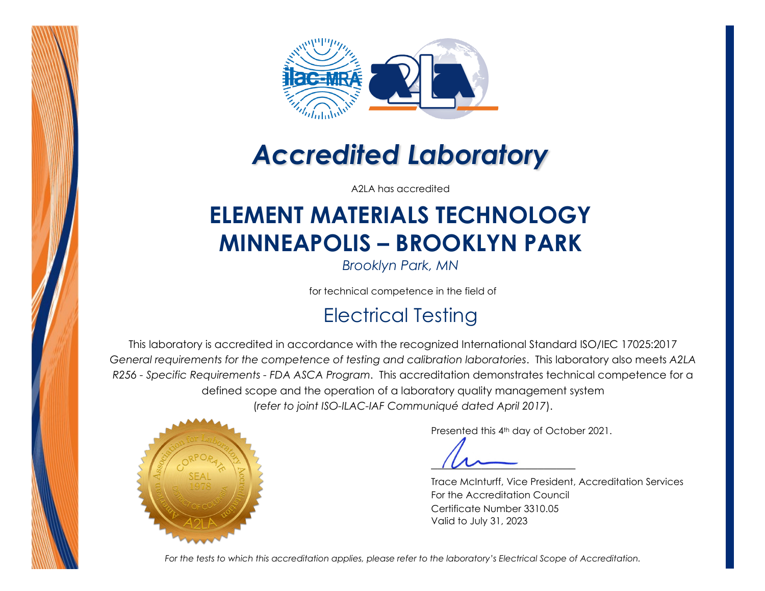# *Accredited Laboratory*

A2LA has accredited

## ELEMENT MATERIALS TECHNOLOGY MINNEAPOLIS – BROOKLYN PARK

*Brooklyn Park, MN*

for technical competence in the field of

## Electrical Testing

This laboratory is accredited in accordance with the recognized International Standard ISO/IEC 17025:2017 *General requirements for the competence of testing and calibration laboratories*. This laboratory also meets *A2LA R256 - Specific Requirements - FDA ASCA Program*. This accreditation demonstrates technical competence for a defined scope and the operation of a laboratory quality management system (*refer to joint ISO-ILAC-IAF Communiqué dated April 2017*).

Presented this 4th day of October 2021.

Trace McInturff, Vice President, Accreditation Services
For the Accreditation Council
Certificate Number 3310.05
Valid to July 31, 2023

*For the tests to which this accreditation applies, please refer to the laboratory's Electrical Scope of Accreditation.*